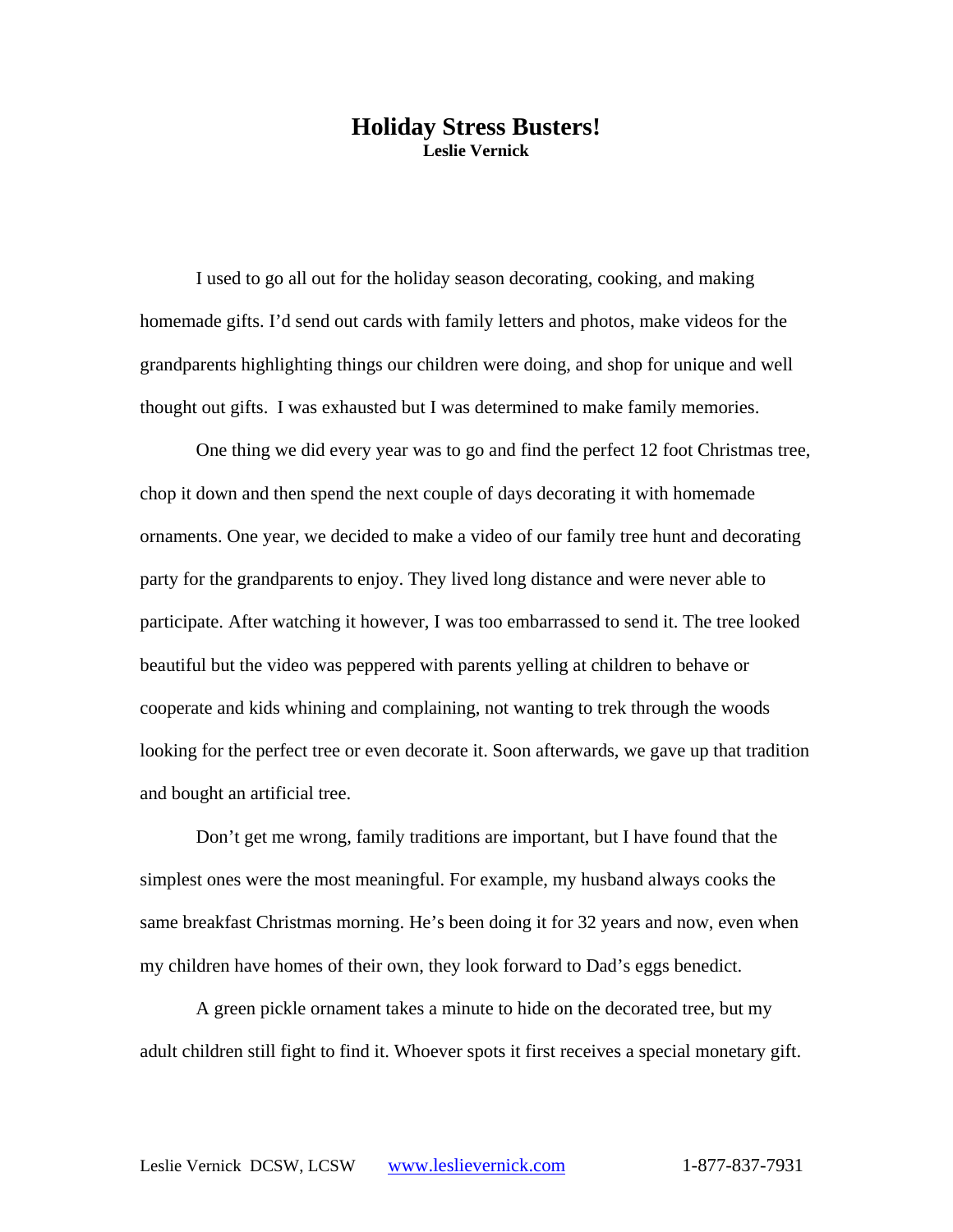# Holiday Stress Busters!

**Leslie Vernick**

I used to go all out for the holiday season decorating, cooking, and making homemade gifts. I'd send out cards with family letters and photos, make videos for the grandparents highlighting things our children were doing, and shop for unique and well thought out gifts. I was exhausted but I was determined to make family memories.

One thing we did every year was to go and find the perfect 12 foot Christmas tree, chop it down and then spend the next couple of days decorating it with homemade ornaments. One year, we decided to make a video of our family tree hunt and decorating party for the grandparents to enjoy. They lived long distance and were never able to participate. After watching it however, I was too embarrassed to send it. The tree looked beautiful but the video was peppered with parents yelling at children to behave or cooperate and kids whining and complaining, not wanting to trek through the woods looking for the perfect tree or even decorate it. Soon afterwards, we gave up that tradition and bought an artificial tree.

Don't get me wrong, family traditions are important, but I have found that the simplest ones were the most meaningful. For example, my husband always cooks the same breakfast Christmas morning. He's been doing it for 32 years and now, even when my children have homes of their own, they look forward to Dad's eggs benedict.

A green pickle ornament takes a minute to hide on the decorated tree, but my adult children still fight to find it. Whoever spots it first receives a special monetary gift.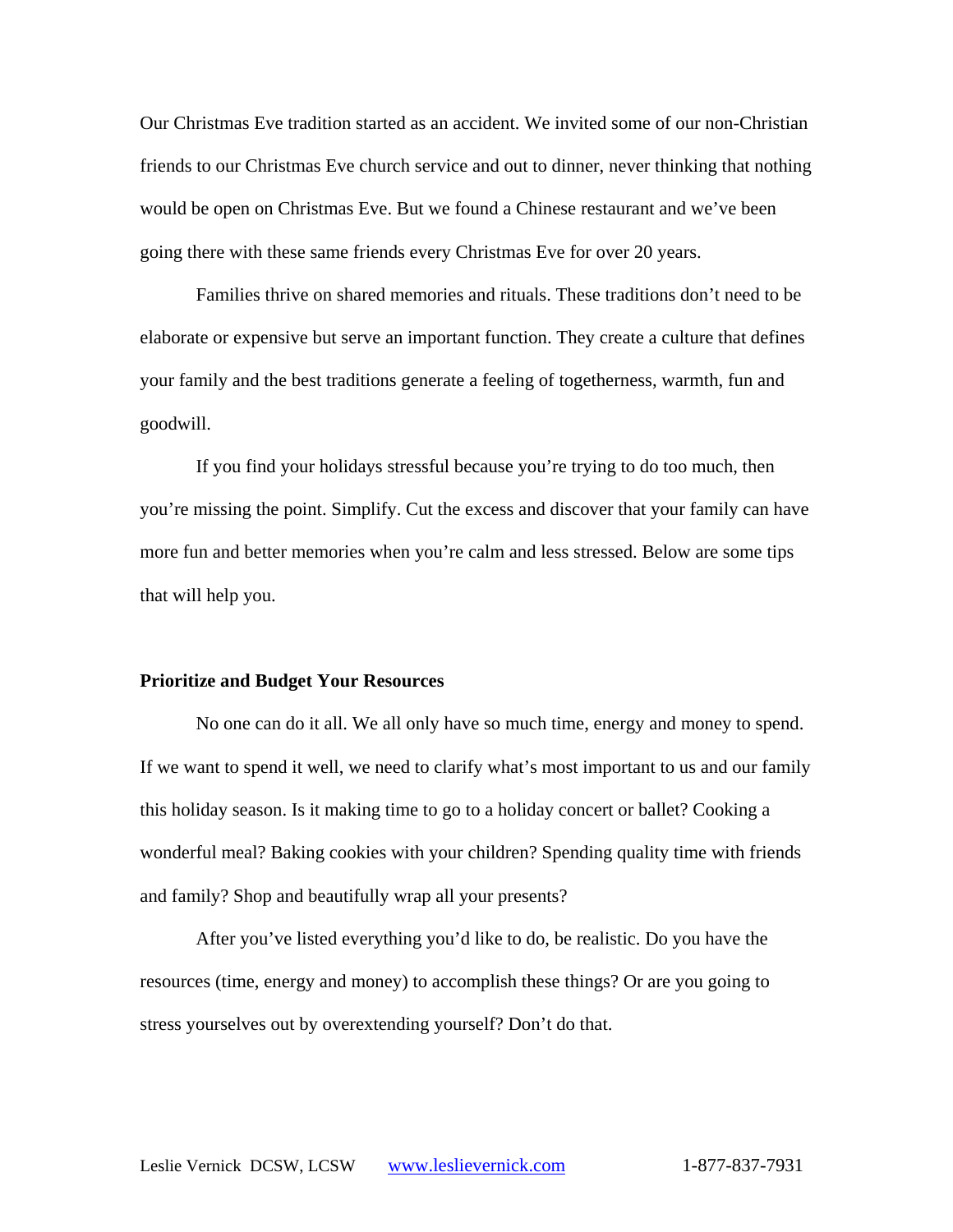Our Christmas Eve tradition started as an accident. We invited some of our non-Christian friends to our Christmas Eve church service and out to dinner, never thinking that nothing would be open on Christmas Eve. But we found a Chinese restaurant and we've been going there with these same friends every Christmas Eve for over 20 years.

Families thrive on shared memories and rituals. These traditions don't need to be elaborate or expensive but serve an important function. They create a culture that defines your family and the best traditions generate a feeling of togetherness, warmth, fun and goodwill.

If you find your holidays stressful because you're trying to do too much, then you're missing the point. Simplify. Cut the excess and discover that your family can have more fun and better memories when you're calm and less stressed. Below are some tips that will help you.

**Prioritize and Budget Your Resources**

No one can do it all. We all only have so much time, energy and money to spend. If we want to spend it well, we need to clarify what's most important to us and our family this holiday season. Is it making time to go to a holiday concert or ballet? Cooking a wonderful meal? Baking cookies with your children? Spending quality time with friends and family? Shop and beautifully wrap all your presents?

After you've listed everything you'd like to do, be realistic. Do you have the resources (time, energy and money) to accomplish these things? Or are you going to stress yourselves out by overextending yourself? Don't do that.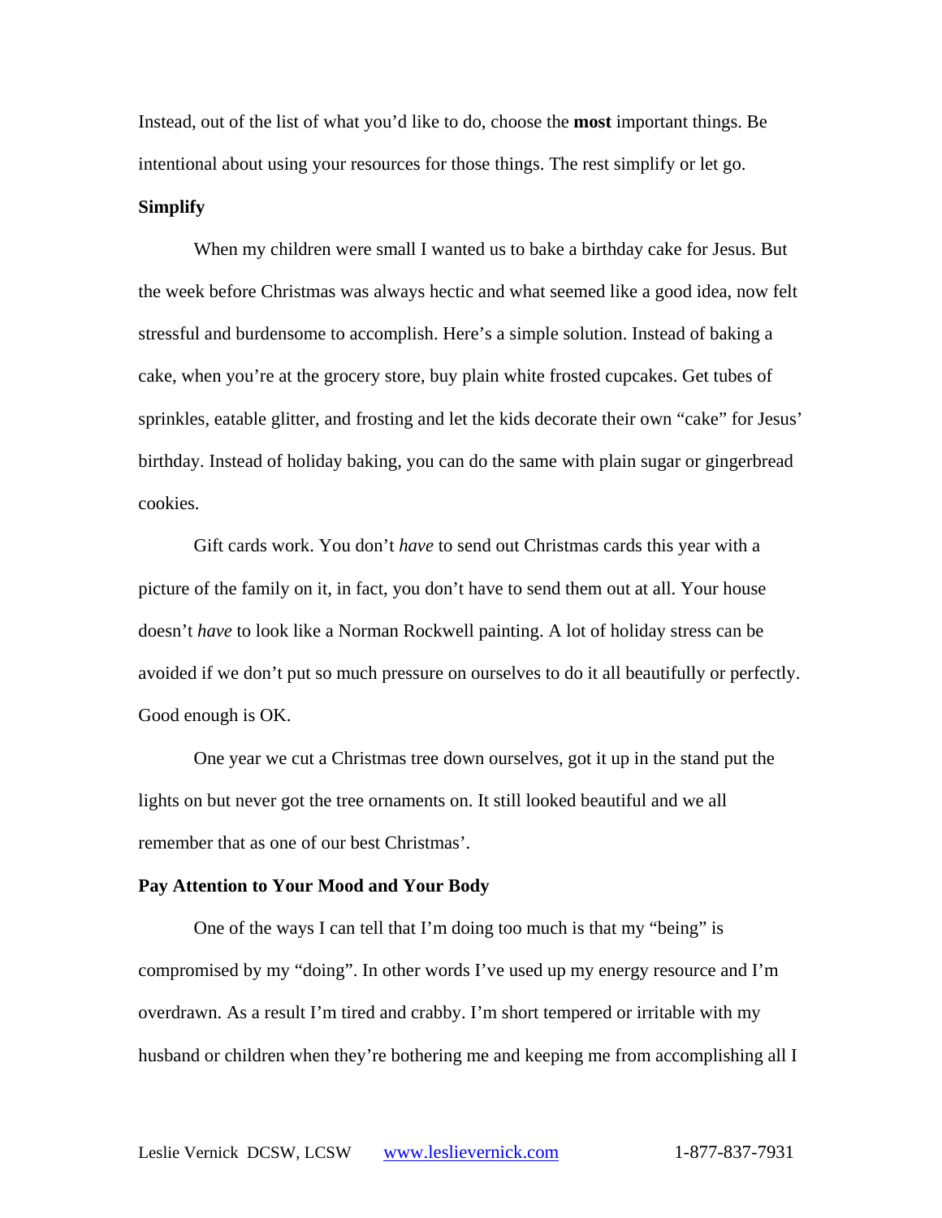Instead, out of the list of what you'd like to do, choose the **most** important things. Be intentional about using your resources for those things. The rest simplify or let go.

**Simplify**

When my children were small I wanted us to bake a birthday cake for Jesus. But the week before Christmas was always hectic and what seemed like a good idea, now felt stressful and burdensome to accomplish. Here's a simple solution. Instead of baking a cake, when you're at the grocery store, buy plain white frosted cupcakes. Get tubes of sprinkles, eatable glitter, and frosting and let the kids decorate their own "cake" for Jesus' birthday. Instead of holiday baking, you can do the same with plain sugar or gingerbread cookies.

Gift cards work. You don't *have* to send out Christmas cards this year with a picture of the family on it, in fact, you don't have to send them out at all. Your house doesn't *have* to look like a Norman Rockwell painting. A lot of holiday stress can be avoided if we don't put so much pressure on ourselves to do it all beautifully or perfectly. Good enough is OK.

One year we cut a Christmas tree down ourselves, got it up in the stand put the lights on but never got the tree ornaments on. It still looked beautiful and we all remember that as one of our best Christmas'.

**Pay Attention to Your Mood and Your Body**

One of the ways I can tell that I'm doing too much is that my "being" is compromised by my "doing". In other words I've used up my energy resource and I'm overdrawn. As a result I'm tired and crabby. I'm short tempered or irritable with my husband or children when they're bothering me and keeping me from accomplishing all I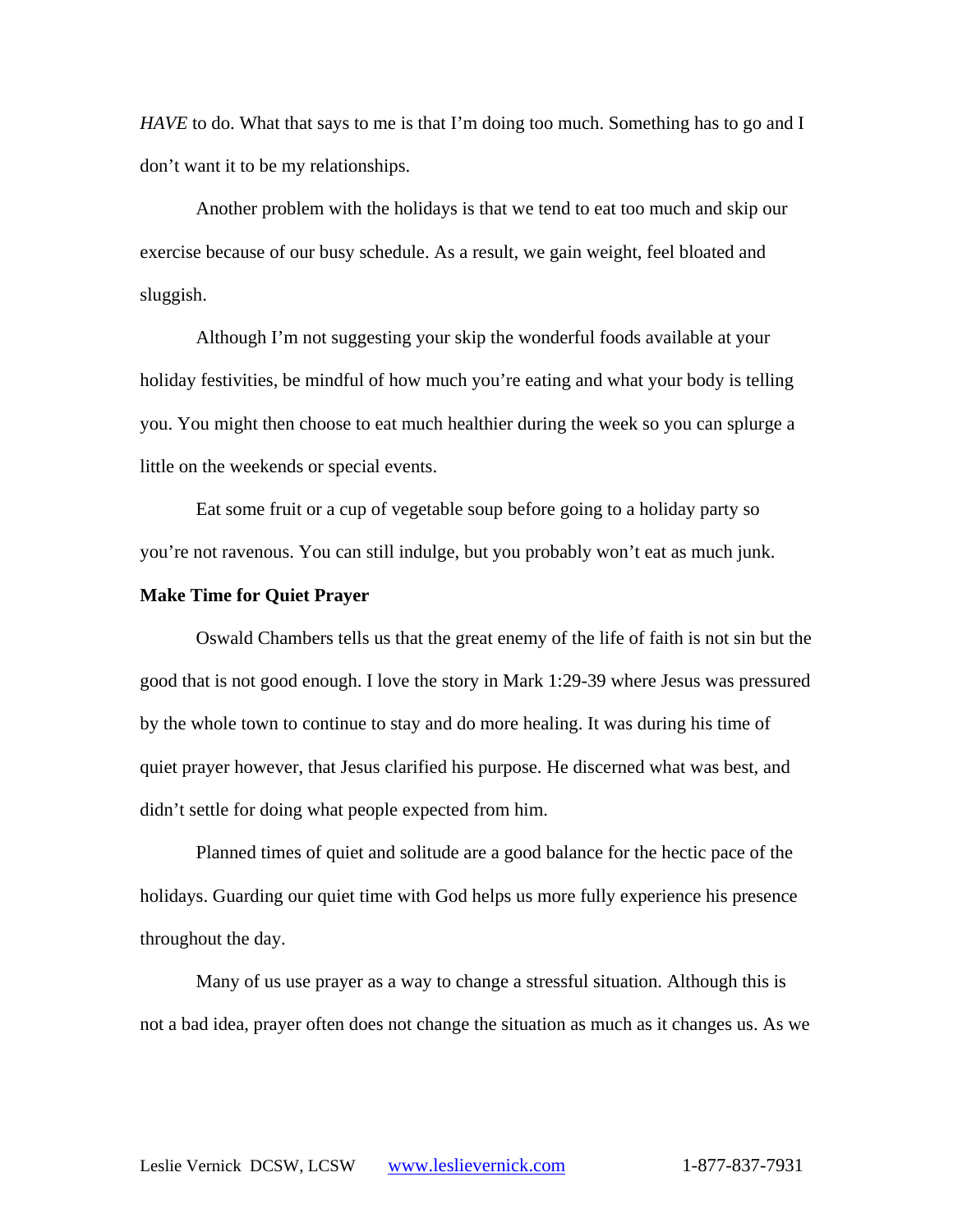*HAVE* to do. What that says to me is that I'm doing too much. Something has to go and I don't want it to be my relationships.

Another problem with the holidays is that we tend to eat too much and skip our exercise because of our busy schedule. As a result, we gain weight, feel bloated and sluggish.

Although I'm not suggesting your skip the wonderful foods available at your holiday festivities, be mindful of how much you're eating and what your body is telling you. You might then choose to eat much healthier during the week so you can splurge a little on the weekends or special events.

Eat some fruit or a cup of vegetable soup before going to a holiday party so you're not ravenous. You can still indulge, but you probably won't eat as much junk.

**Make Time for Quiet Prayer**

Oswald Chambers tells us that the great enemy of the life of faith is not sin but the good that is not good enough. I love the story in Mark 1:29-39 where Jesus was pressured by the whole town to continue to stay and do more healing. It was during his time of quiet prayer however, that Jesus clarified his purpose. He discerned what was best, and didn't settle for doing what people expected from him.

Planned times of quiet and solitude are a good balance for the hectic pace of the holidays. Guarding our quiet time with God helps us more fully experience his presence throughout the day.

Many of us use prayer as a way to change a stressful situation. Although this is not a bad idea, prayer often does not change the situation as much as it changes us. As we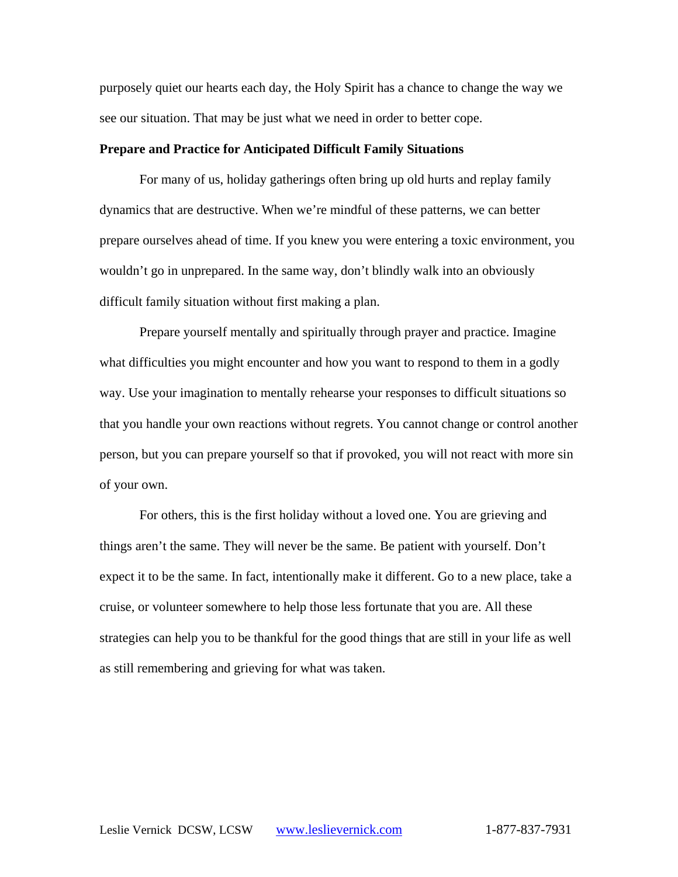purposely quiet our hearts each day, the Holy Spirit has a chance to change the way we see our situation. That may be just what we need in order to better cope.

**Prepare and Practice for Anticipated Difficult Family Situations**

For many of us, holiday gatherings often bring up old hurts and replay family dynamics that are destructive. When we're mindful of these patterns, we can better prepare ourselves ahead of time. If you knew you were entering a toxic environment, you wouldn't go in unprepared. In the same way, don't blindly walk into an obviously difficult family situation without first making a plan.

Prepare yourself mentally and spiritually through prayer and practice. Imagine what difficulties you might encounter and how you want to respond to them in a godly way. Use your imagination to mentally rehearse your responses to difficult situations so that you handle your own reactions without regrets. You cannot change or control another person, but you can prepare yourself so that if provoked, you will not react with more sin of your own.

For others, this is the first holiday without a loved one. You are grieving and things aren't the same. They will never be the same. Be patient with yourself. Don't expect it to be the same. In fact, intentionally make it different. Go to a new place, take a cruise, or volunteer somewhere to help those less fortunate that you are. All these strategies can help you to be thankful for the good things that are still in your life as well as still remembering and grieving for what was taken.